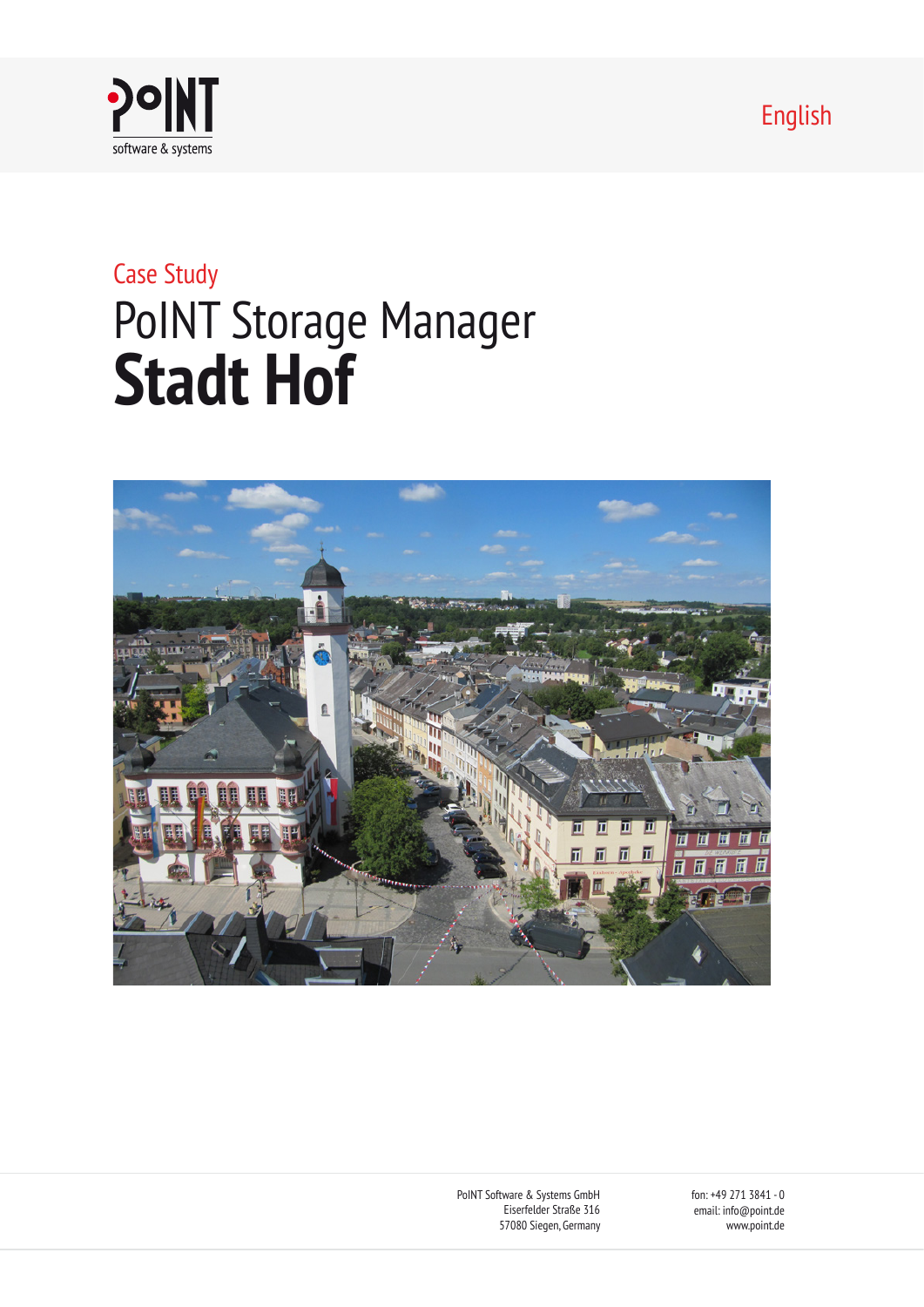English

Case Study

# PoINT Storage Manager
# **Stadt Hof**

PoINT Software & Systems GmbH
Eiserfelder Straße 316
57080 Siegen, Germany

fon: +49 271 3841 - 0
email: info@point.de
www.point.de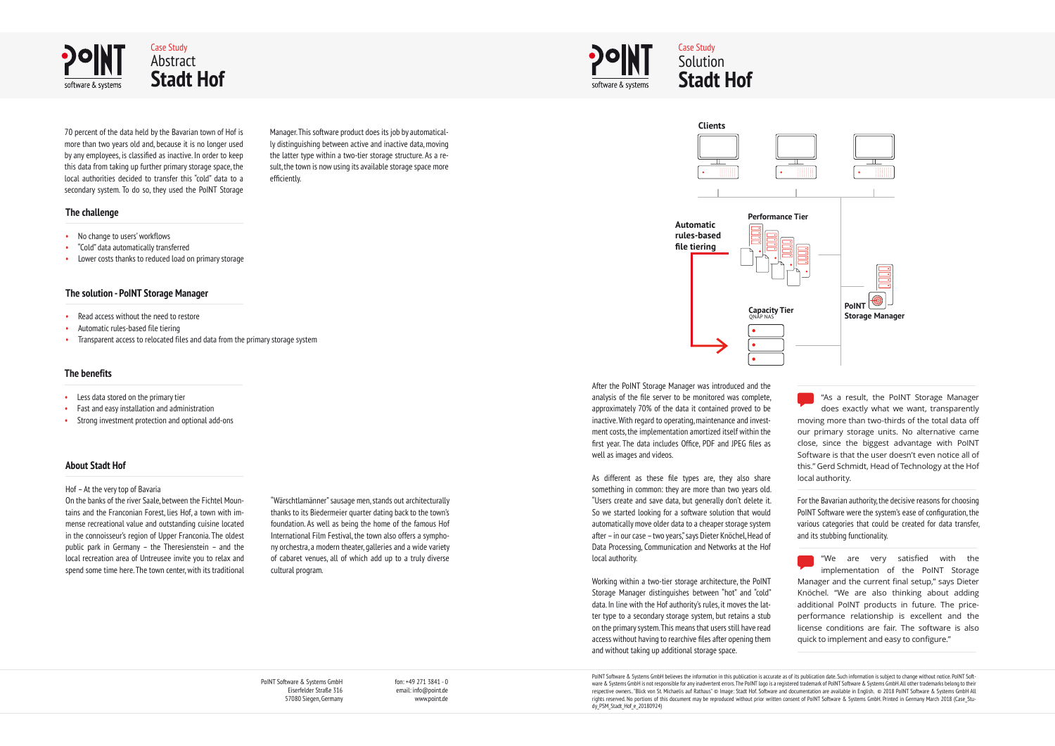# Case Study
## Abstract
# Stadt Hof

70 percent of the data held by the Bavarian town of Hof is more than two years old and, because it is no longer used by any employees, is classified as inactive. In order to keep this data from taking up further primary storage space, the local authorities decided to transfer this "cold" data to a secondary system. To do so, they used the PoINT Storage Manager. This software product does its job by automatically distinguishing between active and inactive data, moving the latter type within a two-tier storage structure. As a result, the town is now using its available storage space more efficiently.

### The challenge

- No change to users' workflows
- "Cold" data automatically transferred
- Lower costs thanks to reduced load on primary storage

### The solution - PoINT Storage Manager

- Read access without the need to restore
- Automatic rules-based file tiering
- Transparent access to relocated files and data from the primary storage system

### The benefits

- Less data stored on the primary tier
- Fast and easy installation and administration
- Strong investment protection and optional add-ons

### About Stadt Hof

Hof – At the very top of Bavaria

On the banks of the river Saale, between the Fichtel Mountains and the Franconian Forest, lies Hof, a town with immense recreational value and outstanding cuisine located in the connoisseur's region of Upper Franconia. The oldest public park in Germany – the Theresienstein – and the local recreation area of Untreusee invite you to relax and spend some time here. The town center, with its traditional "Wärschtlamänner" sausage men, stands out architecturally thanks to its Biedermeier quarter dating back to the town's foundation. As well as being the home of the famous Hof International Film Festival, the town also offers a symphony orchestra, a modern theater, galleries and a wide variety of cabaret venues, all of which add up to a truly diverse cultural program.

PoINT Software & Systems GmbH
Eiserfelder Straße 316
57080 Siegen, Germany

fon: +49 271 3841 - 0
email: info@point.de
www.point.de

# Case Study
## Solution
# Stadt Hof

Clients

Automatic rules-based file tiering

Performance Tier

Capacity Tier
QNAP NAS

PoINT Storage Manager

After the PoINT Storage Manager was introduced and the analysis of the file server to be monitored was complete, approximately 70% of the data it contained proved to be inactive. With regard to operating, maintenance and investment costs, the implementation amortized itself within the first year. The data includes Office, PDF and JPEG files as well as images and videos.

As different as these file types are, they also share something in common: they are more than two years old. "Users create and save data, but generally don't delete it. So we started looking for a software solution that would automatically move older data to a cheaper storage system after – in our case – two years," says Dieter Knöchel, Head of Data Processing, Communication and Networks at the Hof local authority.

Working within a two-tier storage architecture, the PoINT Storage Manager distinguishes between "hot" and "cold" data. In line with the Hof authority's rules, it moves the latter type to a secondary storage system, but retains a stub on the primary system. This means that users still have read access without having to rearchive files after opening them and without taking up additional storage space.

"As a result, the PoINT Storage Manager does exactly what we want, transparently moving more than two-thirds of the total data off our primary storage units. No alternative came close, since the biggest advantage with PoINT Software is that the user doesn't even notice all of this." Gerd Schmidt, Head of Technology at the Hof local authority.

For the Bavarian authority, the decisive reasons for choosing PoINT Software were the system's ease of configuration, the various categories that could be created for data transfer, and its stubbing functionality.

"We are very satisfied with the implementation of the PoINT Storage Manager and the current final setup," says Dieter Knöchel. "We are also thinking about adding additional PoINT products in future. The price-performance relationship is excellent and the license conditions are fair. The software is also quick to implement and easy to configure."

PoINT Software & Systems GmbH believes the information in this publication is accurate as of its publication date. Such information is subject to change without notice. PoINT Software & Systems GmbH is not responsible for any inadvertent errors. The PoINT logo is a registered trademark of PoINT Software & Systems GmbH. All other trademarks belong to their respective owners. "Blick von St. Michaelis auf Rathaus" © Image: Stadt Hof. Software and documentation are available in English. © 2018 PoINT Software & Systems GmbH All rights reserved. No portions of this document may be reproduced without prior written consent of PoINT Software & Systems GmbH. Printed in Germany March 2018 (Case_Study_PSM_Stadt_Hof_e_20180924)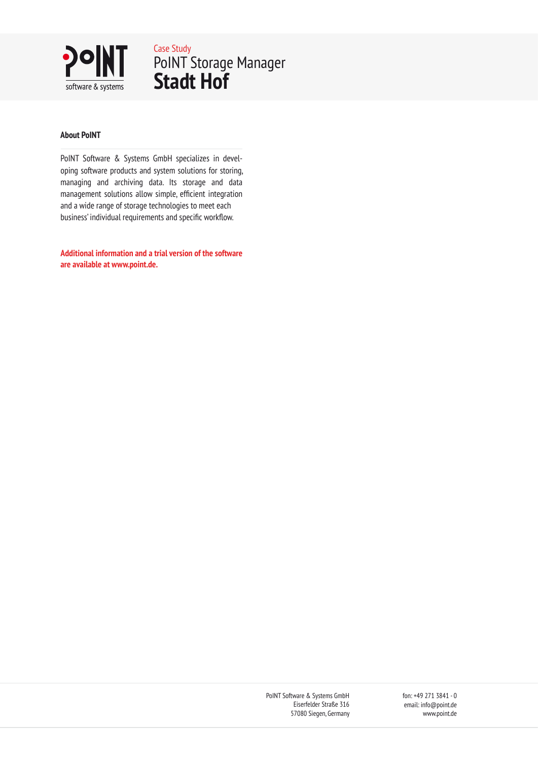## About PoINT

PoINT Software & Systems GmbH specializes in developing software products and system solutions for storing, managing and archiving data. Its storage and data management solutions allow simple, efficient integration and a wide range of storage technologies to meet each business' individual requirements and specific workflow.

**Additional information and a trial version of the software are available at www.point.de.**

PoINT Software & Systems GmbH
Eiserfelder Straße 316
57080 Siegen, Germany

fon: +49 271 3841 - 0
email: info@point.de
www.point.de